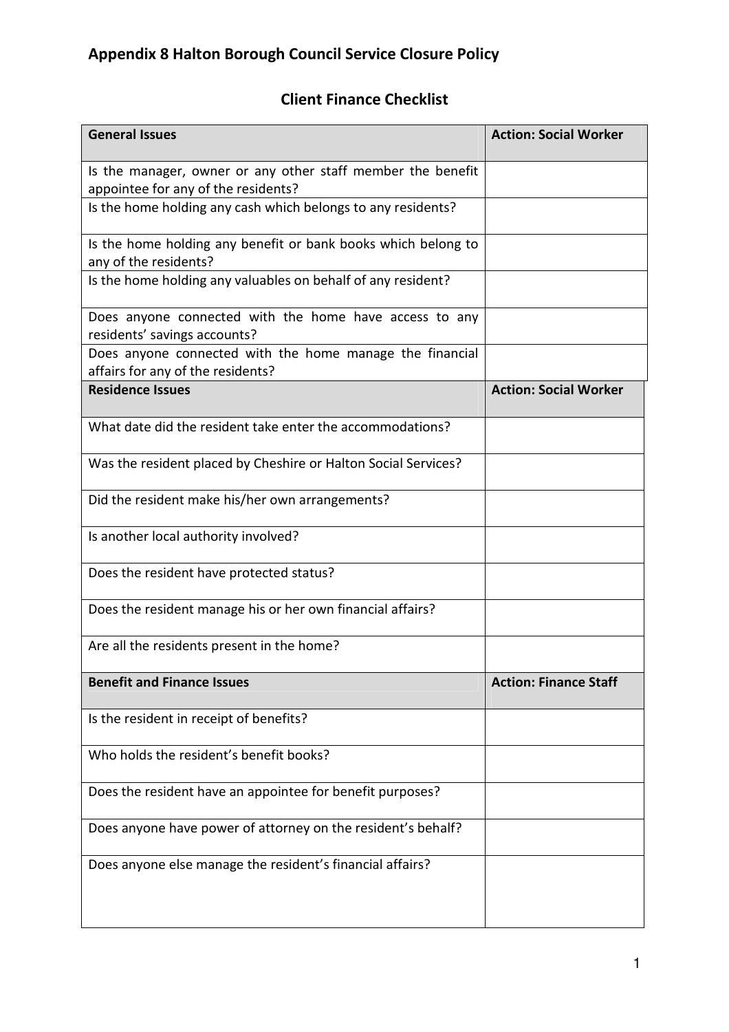# Appendix 8 Halton Borough Council Service Closure Policy

## Client Finance Checklist

| **General Issues** | **Action: Social Worker** |
|---|---|
| Is the manager, owner or any other staff member the benefit appointee for any of the residents? | |
| Is the home holding any cash which belongs to any residents? | |
| Is the home holding any benefit or bank books which belong to any of the residents? | |
| Is the home holding any valuables on behalf of any resident? | |
| Does anyone connected with the home have access to any residents' savings accounts? | |
| Does anyone connected with the home manage the financial affairs for any of the residents? | |
| **Residence Issues** | **Action: Social Worker** |
| What date did the resident take enter the accommodations? | |
| Was the resident placed by Cheshire or Halton Social Services? | |
| Did the resident make his/her own arrangements? | |
| Is another local authority involved? | |
| Does the resident have protected status? | |
| Does the resident manage his or her own financial affairs? | |
| Are all the residents present in the home? | |
| **Benefit and Finance Issues** | **Action: Finance Staff** |
| Is the resident in receipt of benefits? | |
| Who holds the resident's benefit books? | |
| Does the resident have an appointee for benefit purposes? | |
| Does anyone have power of attorney on the resident's behalf? | |
| Does anyone else manage the resident's financial affairs? | |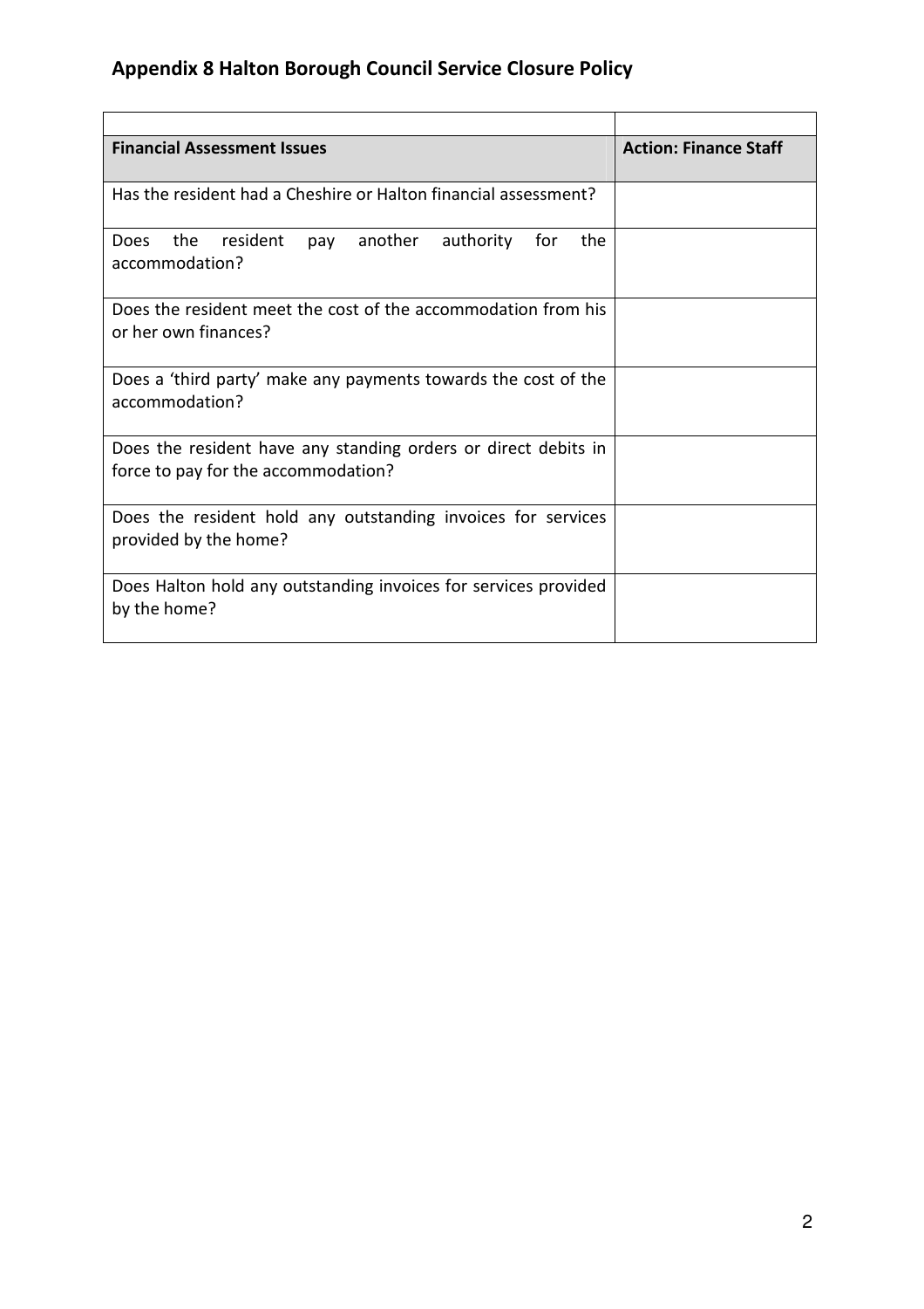## Appendix 8 Halton Borough Council Service Closure Policy

| | |
|---|---|
| **Financial Assessment Issues** | **Action: Finance Staff** |
| Has the resident had a Cheshire or Halton financial assessment? | |
| Does the resident pay another authority for the accommodation? | |
| Does the resident meet the cost of the accommodation from his or her own finances? | |
| Does a 'third party' make any payments towards the cost of the accommodation? | |
| Does the resident have any standing orders or direct debits in force to pay for the accommodation? | |
| Does the resident hold any outstanding invoices for services provided by the home? | |
| Does Halton hold any outstanding invoices for services provided by the home? | |